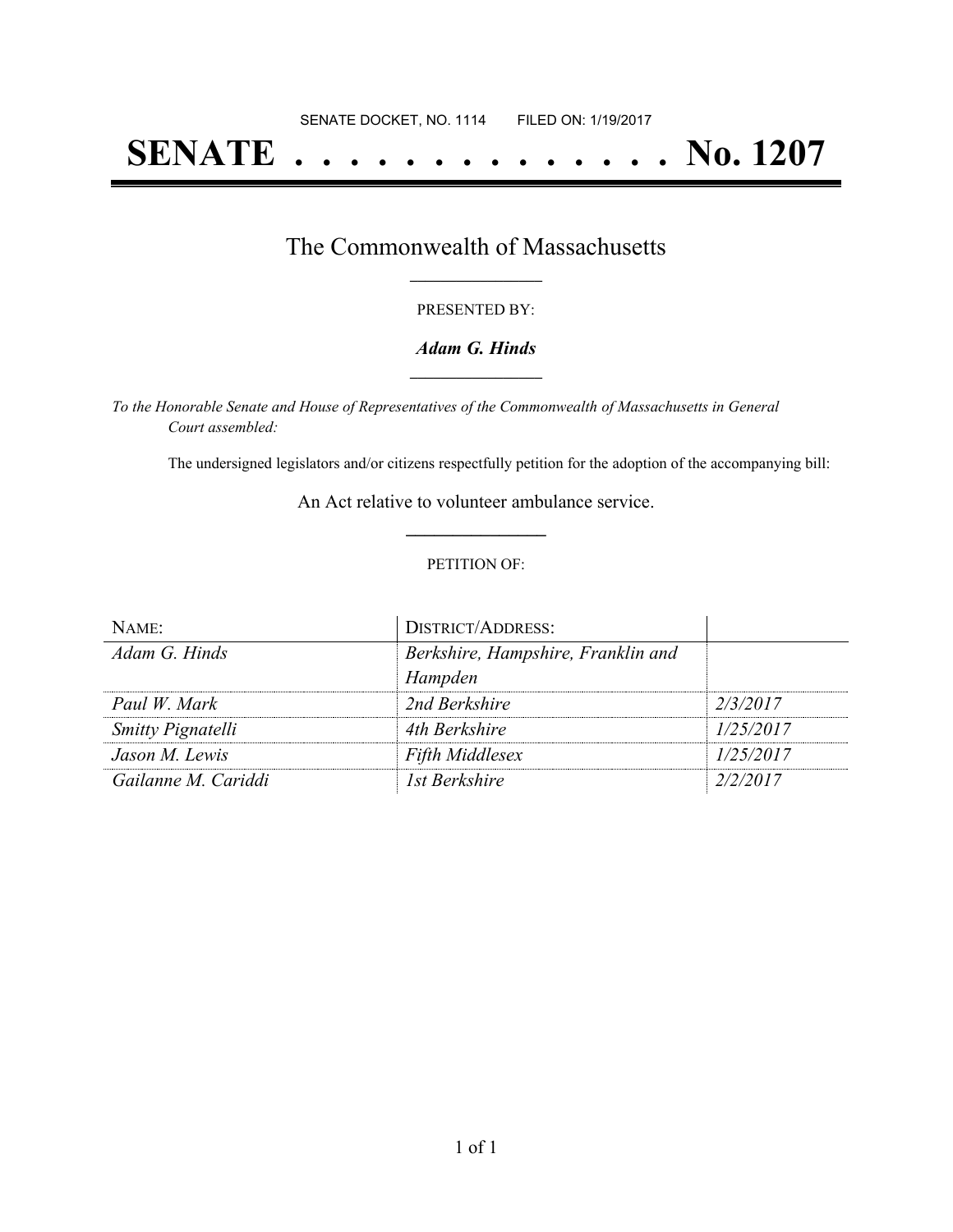SENATE DOCKET, NO. 1114 FILED ON: 1/19/2017

# SENATE . . . . . . . . . . . . . . No. 1207

## The Commonwealth of Massachusetts

PRESENTED BY:

***Adam G. Hinds***

*To the Honorable Senate and House of Representatives of the Commonwealth of Massachusetts in General Court assembled:*

The undersigned legislators and/or citizens respectfully petition for the adoption of the accompanying bill:

An Act relative to volunteer ambulance service.

PETITION OF:

| NAME: | DISTRICT/ADDRESS: | |
|---|---|---|
| *Adam G. Hinds* | *Berkshire, Hampshire, Franklin and Hampden* | |
| *Paul W. Mark* | *2nd Berkshire* | *2/3/2017* |
| *Smitty Pignatelli* | *4th Berkshire* | *1/25/2017* |
| *Jason M. Lewis* | *Fifth Middlesex* | *1/25/2017* |
| *Gailanne M. Cariddi* | *1st Berkshire* | *2/2/2017* |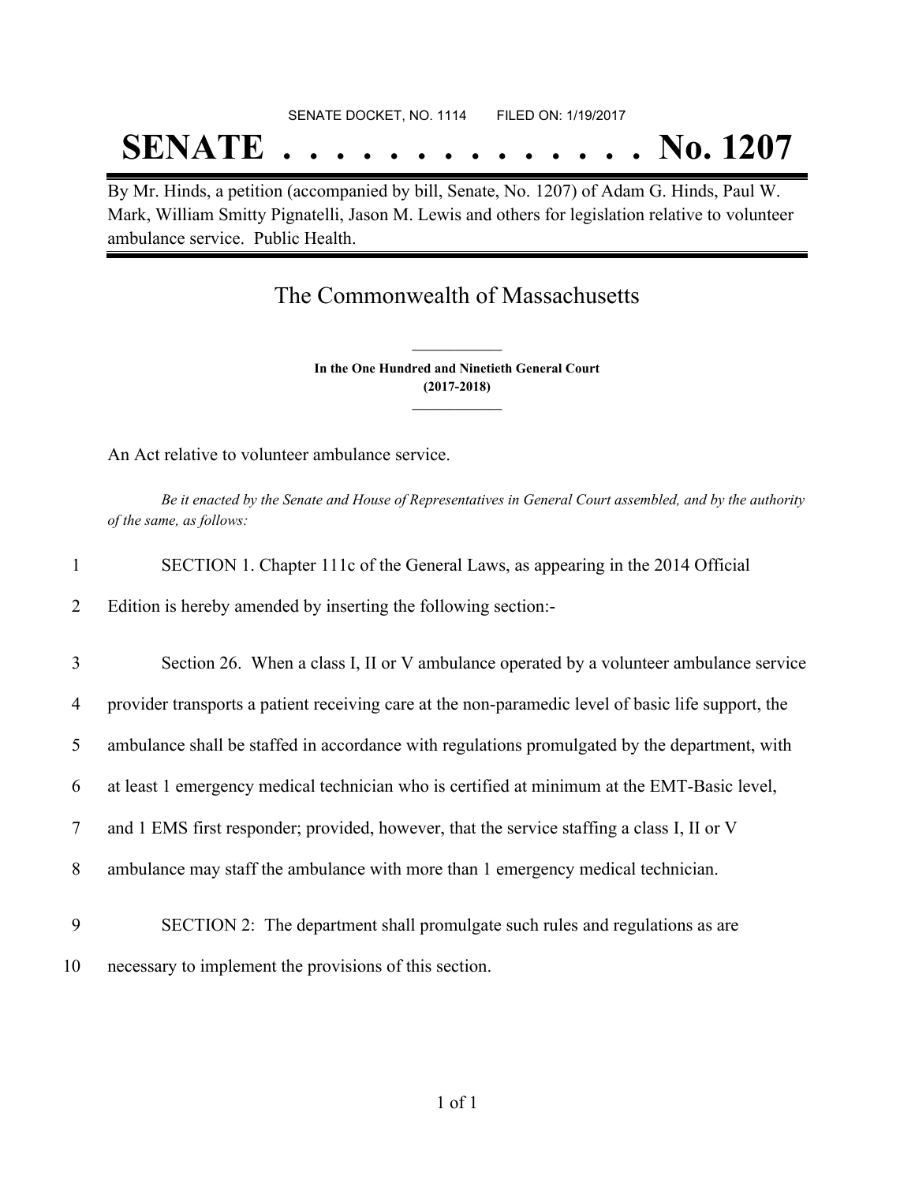SENATE DOCKET, NO. 1114        FILED ON: 1/19/2017

# SENATE . . . . . . . . . . . . . . No. 1207

By Mr. Hinds, a petition (accompanied by bill, Senate, No. 1207) of Adam G. Hinds, Paul W. Mark, William Smitty Pignatelli, Jason M. Lewis and others for legislation relative to volunteer ambulance service. Public Health.

## The Commonwealth of Massachusetts

**In the One Hundred and Ninetieth General Court**
**(2017-2018)**

An Act relative to volunteer ambulance service.

*Be it enacted by the Senate and House of Representatives in General Court assembled, and by the authority of the same, as follows:*

1 SECTION 1. Chapter 111c of the General Laws, as appearing in the 2014 Official
2 Edition is hereby amended by inserting the following section:-

3 Section 26. When a class I, II or V ambulance operated by a volunteer ambulance service
4 provider transports a patient receiving care at the non-paramedic level of basic life support, the
5 ambulance shall be staffed in accordance with regulations promulgated by the department, with
6 at least 1 emergency medical technician who is certified at minimum at the EMT-Basic level,
7 and 1 EMS first responder; provided, however, that the service staffing a class I, II or V
8 ambulance may staff the ambulance with more than 1 emergency medical technician.

9 SECTION 2: The department shall promulgate such rules and regulations as are
10 necessary to implement the provisions of this section.